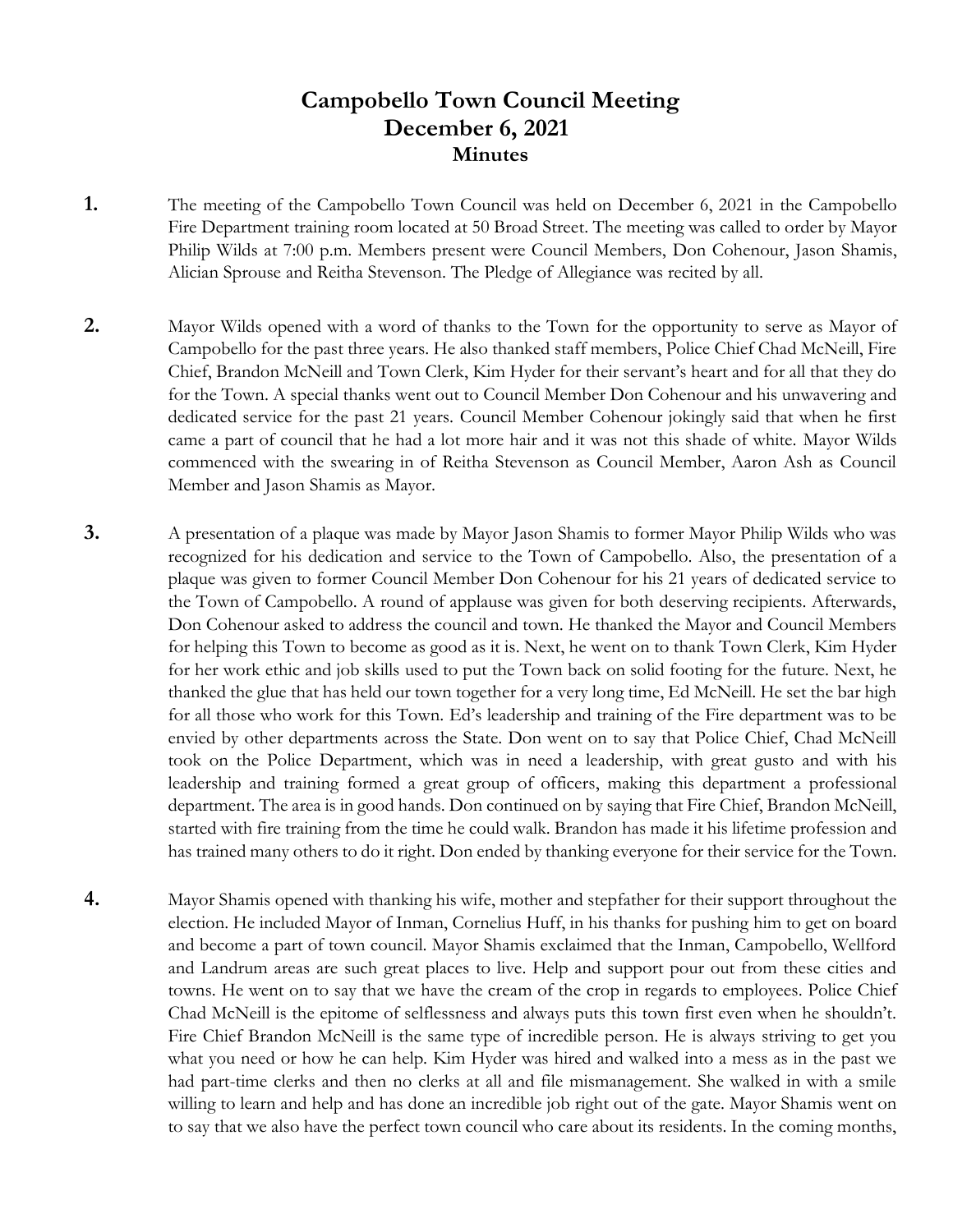# Campobello Town Council Meeting
## December 6, 2021
### Minutes

**1.** The meeting of the Campobello Town Council was held on December 6, 2021 in the Campobello Fire Department training room located at 50 Broad Street. The meeting was called to order by Mayor Philip Wilds at 7:00 p.m. Members present were Council Members, Don Cohenour, Jason Shamis, Alician Sprouse and Reitha Stevenson. The Pledge of Allegiance was recited by all.

**2.** Mayor Wilds opened with a word of thanks to the Town for the opportunity to serve as Mayor of Campobello for the past three years. He also thanked staff members, Police Chief Chad McNeill, Fire Chief, Brandon McNeill and Town Clerk, Kim Hyder for their servant's heart and for all that they do for the Town. A special thanks went out to Council Member Don Cohenour and his unwavering and dedicated service for the past 21 years. Council Member Cohenour jokingly said that when he first came a part of council that he had a lot more hair and it was not this shade of white. Mayor Wilds commenced with the swearing in of Reitha Stevenson as Council Member, Aaron Ash as Council Member and Jason Shamis as Mayor.

**3.** A presentation of a plaque was made by Mayor Jason Shamis to former Mayor Philip Wilds who was recognized for his dedication and service to the Town of Campobello. Also, the presentation of a plaque was given to former Council Member Don Cohenour for his 21 years of dedicated service to the Town of Campobello. A round of applause was given for both deserving recipients. Afterwards, Don Cohenour asked to address the council and town. He thanked the Mayor and Council Members for helping this Town to become as good as it is. Next, he went on to thank Town Clerk, Kim Hyder for her work ethic and job skills used to put the Town back on solid footing for the future. Next, he thanked the glue that has held our town together for a very long time, Ed McNeill. He set the bar high for all those who work for this Town. Ed's leadership and training of the Fire department was to be envied by other departments across the State. Don went on to say that Police Chief, Chad McNeill took on the Police Department, which was in need a leadership, with great gusto and with his leadership and training formed a great group of officers, making this department a professional department. The area is in good hands. Don continued on by saying that Fire Chief, Brandon McNeill, started with fire training from the time he could walk. Brandon has made it his lifetime profession and has trained many others to do it right. Don ended by thanking everyone for their service for the Town.

**4.** Mayor Shamis opened with thanking his wife, mother and stepfather for their support throughout the election. He included Mayor of Inman, Cornelius Huff, in his thanks for pushing him to get on board and become a part of town council. Mayor Shamis exclaimed that the Inman, Campobello, Wellford and Landrum areas are such great places to live. Help and support pour out from these cities and towns. He went on to say that we have the cream of the crop in regards to employees. Police Chief Chad McNeill is the epitome of selflessness and always puts this town first even when he shouldn't. Fire Chief Brandon McNeill is the same type of incredible person. He is always striving to get you what you need or how he can help. Kim Hyder was hired and walked into a mess as in the past we had part-time clerks and then no clerks at all and file mismanagement. She walked in with a smile willing to learn and help and has done an incredible job right out of the gate. Mayor Shamis went on to say that we also have the perfect town council who care about its residents. In the coming months,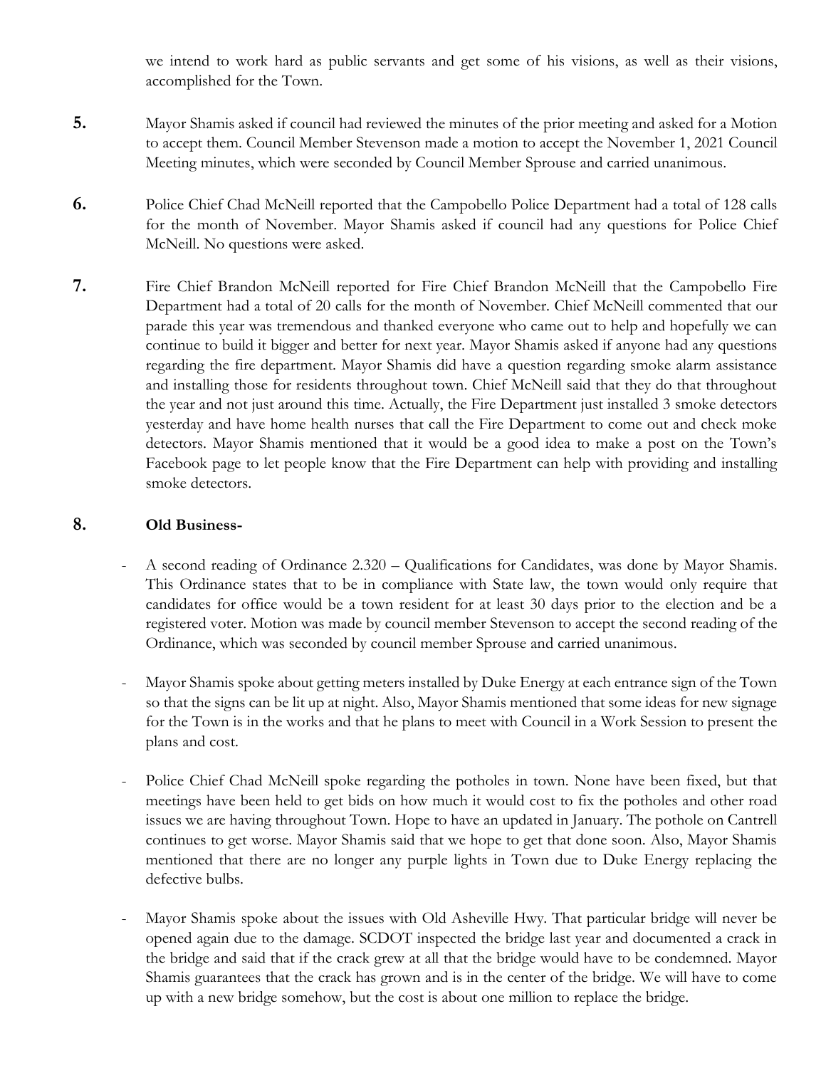we intend to work hard as public servants and get some of his visions, as well as their visions, accomplished for the Town.

**5.** Mayor Shamis asked if council had reviewed the minutes of the prior meeting and asked for a Motion to accept them. Council Member Stevenson made a motion to accept the November 1, 2021 Council Meeting minutes, which were seconded by Council Member Sprouse and carried unanimous.

**6.** Police Chief Chad McNeill reported that the Campobello Police Department had a total of 128 calls for the month of November. Mayor Shamis asked if council had any questions for Police Chief McNeill. No questions were asked.

**7.** Fire Chief Brandon McNeill reported for Fire Chief Brandon McNeill that the Campobello Fire Department had a total of 20 calls for the month of November. Chief McNeill commented that our parade this year was tremendous and thanked everyone who came out to help and hopefully we can continue to build it bigger and better for next year. Mayor Shamis asked if anyone had any questions regarding the fire department. Mayor Shamis did have a question regarding smoke alarm assistance and installing those for residents throughout town. Chief McNeill said that they do that throughout the year and not just around this time. Actually, the Fire Department just installed 3 smoke detectors yesterday and have home health nurses that call the Fire Department to come out and check moke detectors. Mayor Shamis mentioned that it would be a good idea to make a post on the Town's Facebook page to let people know that the Fire Department can help with providing and installing smoke detectors.

**8. Old Business-**

- A second reading of Ordinance 2.320 – Qualifications for Candidates, was done by Mayor Shamis. This Ordinance states that to be in compliance with State law, the town would only require that candidates for office would be a town resident for at least 30 days prior to the election and be a registered voter. Motion was made by council member Stevenson to accept the second reading of the Ordinance, which was seconded by council member Sprouse and carried unanimous.

- Mayor Shamis spoke about getting meters installed by Duke Energy at each entrance sign of the Town so that the signs can be lit up at night. Also, Mayor Shamis mentioned that some ideas for new signage for the Town is in the works and that he plans to meet with Council in a Work Session to present the plans and cost.

- Police Chief Chad McNeill spoke regarding the potholes in town. None have been fixed, but that meetings have been held to get bids on how much it would cost to fix the potholes and other road issues we are having throughout Town. Hope to have an updated in January. The pothole on Cantrell continues to get worse. Mayor Shamis said that we hope to get that done soon. Also, Mayor Shamis mentioned that there are no longer any purple lights in Town due to Duke Energy replacing the defective bulbs.

- Mayor Shamis spoke about the issues with Old Asheville Hwy. That particular bridge will never be opened again due to the damage. SCDOT inspected the bridge last year and documented a crack in the bridge and said that if the crack grew at all that the bridge would have to be condemned. Mayor Shamis guarantees that the crack has grown and is in the center of the bridge. We will have to come up with a new bridge somehow, but the cost is about one million to replace the bridge.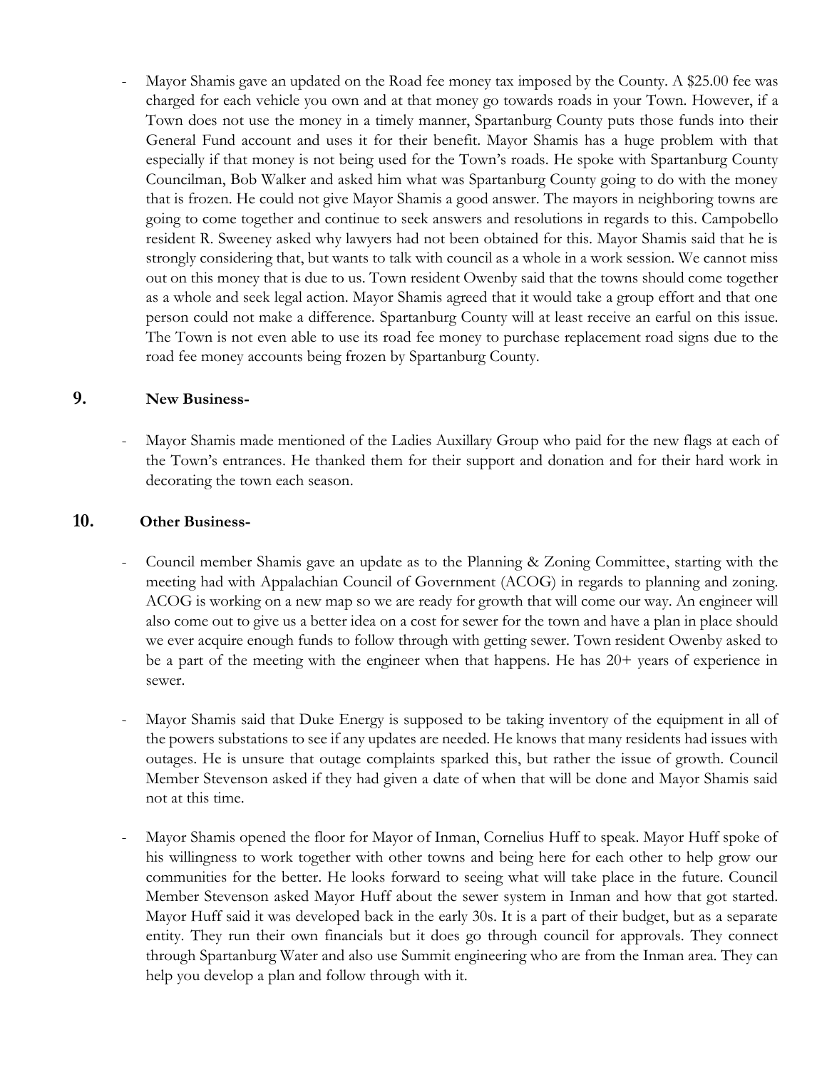- Mayor Shamis gave an updated on the Road fee money tax imposed by the County. A $25.00 fee was charged for each vehicle you own and at that money go towards roads in your Town. However, if a Town does not use the money in a timely manner, Spartanburg County puts those funds into their General Fund account and uses it for their benefit. Mayor Shamis has a huge problem with that especially if that money is not being used for the Town's roads. He spoke with Spartanburg County Councilman, Bob Walker and asked him what was Spartanburg County going to do with the money that is frozen. He could not give Mayor Shamis a good answer. The mayors in neighboring towns are going to come together and continue to seek answers and resolutions in regards to this. Campobello resident R. Sweeney asked why lawyers had not been obtained for this. Mayor Shamis said that he is strongly considering that, but wants to talk with council as a whole in a work session. We cannot miss out on this money that is due to us. Town resident Owenby said that the towns should come together as a whole and seek legal action. Mayor Shamis agreed that it would take a group effort and that one person could not make a difference. Spartanburg County will at least receive an earful on this issue. The Town is not even able to use its road fee money to purchase replacement road signs due to the road fee money accounts being frozen by Spartanburg County.

## 9. New Business-

- Mayor Shamis made mentioned of the Ladies Auxillary Group who paid for the new flags at each of the Town's entrances. He thanked them for their support and donation and for their hard work in decorating the town each season.

## 10. Other Business-

- Council member Shamis gave an update as to the Planning & Zoning Committee, starting with the meeting had with Appalachian Council of Government (ACOG) in regards to planning and zoning. ACOG is working on a new map so we are ready for growth that will come our way. An engineer will also come out to give us a better idea on a cost for sewer for the town and have a plan in place should we ever acquire enough funds to follow through with getting sewer. Town resident Owenby asked to be a part of the meeting with the engineer when that happens. He has 20+ years of experience in sewer.

- Mayor Shamis said that Duke Energy is supposed to be taking inventory of the equipment in all of the powers substations to see if any updates are needed. He knows that many residents had issues with outages. He is unsure that outage complaints sparked this, but rather the issue of growth. Council Member Stevenson asked if they had given a date of when that will be done and Mayor Shamis said not at this time.

- Mayor Shamis opened the floor for Mayor of Inman, Cornelius Huff to speak. Mayor Huff spoke of his willingness to work together with other towns and being here for each other to help grow our communities for the better. He looks forward to seeing what will take place in the future. Council Member Stevenson asked Mayor Huff about the sewer system in Inman and how that got started. Mayor Huff said it was developed back in the early 30s. It is a part of their budget, but as a separate entity. They run their own financials but it does go through council for approvals. They connect through Spartanburg Water and also use Summit engineering who are from the Inman area. They can help you develop a plan and follow through with it.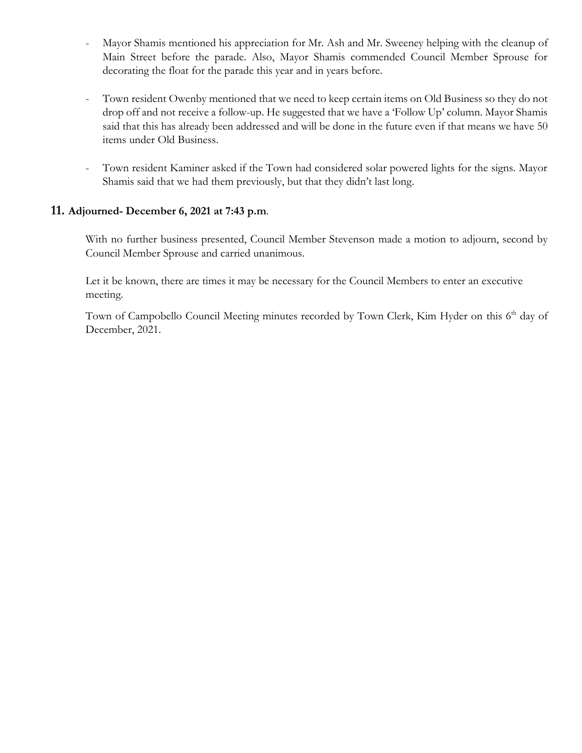- Mayor Shamis mentioned his appreciation for Mr. Ash and Mr. Sweeney helping with the cleanup of Main Street before the parade. Also, Mayor Shamis commended Council Member Sprouse for decorating the float for the parade this year and in years before.

- Town resident Owenby mentioned that we need to keep certain items on Old Business so they do not drop off and not receive a follow-up. He suggested that we have a 'Follow Up' column. Mayor Shamis said that this has already been addressed and will be done in the future even if that means we have 50 items under Old Business.

- Town resident Kaminer asked if the Town had considered solar powered lights for the signs. Mayor Shamis said that we had them previously, but that they didn't last long.

## 11. Adjourned- December 6, 2021 at 7:43 p.m.

With no further business presented, Council Member Stevenson made a motion to adjourn, second by Council Member Sprouse and carried unanimous.

Let it be known, there are times it may be necessary for the Council Members to enter an executive meeting.

Town of Campobello Council Meeting minutes recorded by Town Clerk, Kim Hyder on this 6th day of December, 2021.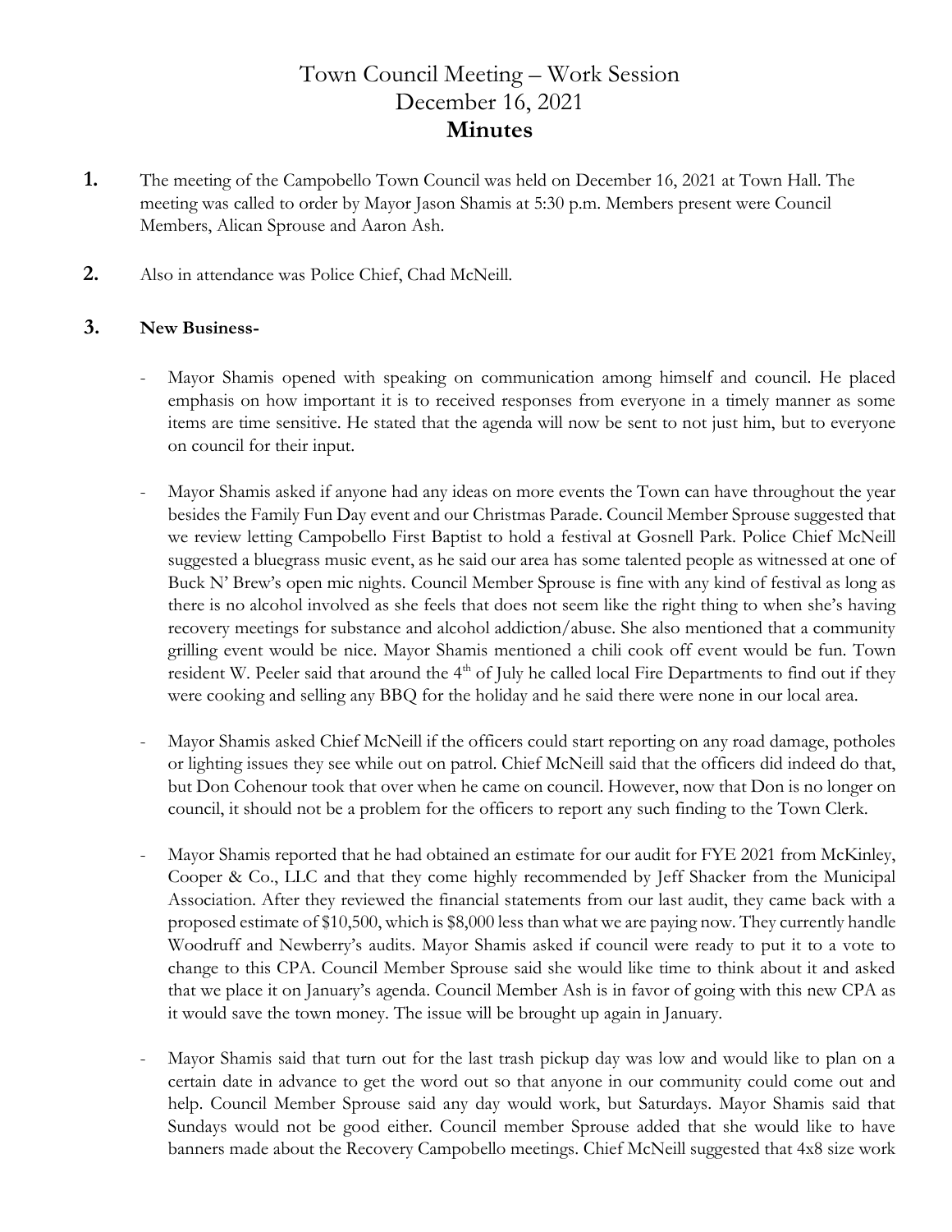# Town Council Meeting – Work Session
# December 16, 2021
# **Minutes**

**1.** The meeting of the Campobello Town Council was held on December 16, 2021 at Town Hall. The meeting was called to order by Mayor Jason Shamis at 5:30 p.m. Members present were Council Members, Alican Sprouse and Aaron Ash.

**2.** Also in attendance was Police Chief, Chad McNeill.

**3.** **New Business-**

- Mayor Shamis opened with speaking on communication among himself and council. He placed emphasis on how important it is to received responses from everyone in a timely manner as some items are time sensitive. He stated that the agenda will now be sent to not just him, but to everyone on council for their input.

- Mayor Shamis asked if anyone had any ideas on more events the Town can have throughout the year besides the Family Fun Day event and our Christmas Parade. Council Member Sprouse suggested that we review letting Campobello First Baptist to hold a festival at Gosnell Park. Police Chief McNeill suggested a bluegrass music event, as he said our area has some talented people as witnessed at one of Buck N' Brew's open mic nights. Council Member Sprouse is fine with any kind of festival as long as there is no alcohol involved as she feels that does not seem like the right thing to when she's having recovery meetings for substance and alcohol addiction/abuse. She also mentioned that a community grilling event would be nice. Mayor Shamis mentioned a chili cook off event would be fun. Town resident W. Peeler said that around the 4th of July he called local Fire Departments to find out if they were cooking and selling any BBQ for the holiday and he said there were none in our local area.

- Mayor Shamis asked Chief McNeill if the officers could start reporting on any road damage, potholes or lighting issues they see while out on patrol. Chief McNeill said that the officers did indeed do that, but Don Cohenour took that over when he came on council. However, now that Don is no longer on council, it should not be a problem for the officers to report any such finding to the Town Clerk.

- Mayor Shamis reported that he had obtained an estimate for our audit for FYE 2021 from McKinley, Cooper & Co., LLC and that they come highly recommended by Jeff Shacker from the Municipal Association. After they reviewed the financial statements from our last audit, they came back with a proposed estimate of $10,500, which is $8,000 less than what we are paying now. They currently handle Woodruff and Newberry's audits. Mayor Shamis asked if council were ready to put it to a vote to change to this CPA. Council Member Sprouse said she would like time to think about it and asked that we place it on January's agenda. Council Member Ash is in favor of going with this new CPA as it would save the town money. The issue will be brought up again in January.

- Mayor Shamis said that turn out for the last trash pickup day was low and would like to plan on a certain date in advance to get the word out so that anyone in our community could come out and help. Council Member Sprouse said any day would work, but Saturdays. Mayor Shamis said that Sundays would not be good either. Council member Sprouse added that she would like to have banners made about the Recovery Campobello meetings. Chief McNeill suggested that 4x8 size work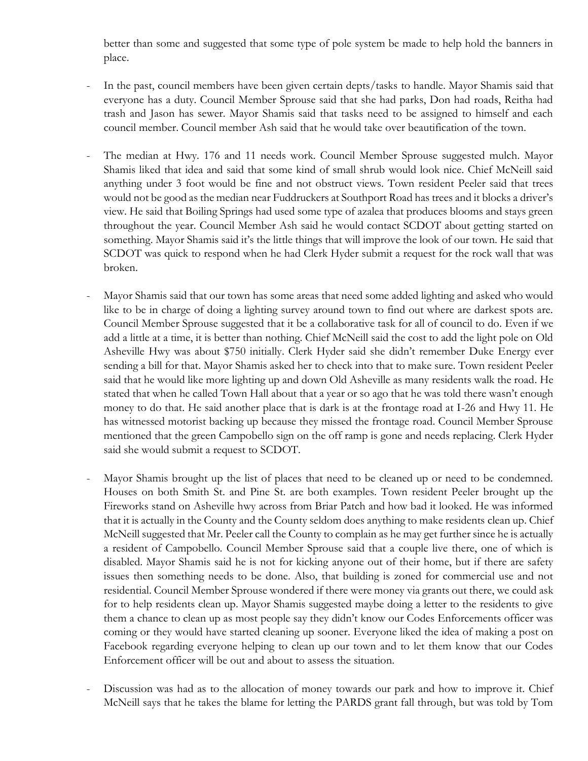better than some and suggested that some type of pole system be made to help hold the banners in place.

- In the past, council members have been given certain depts/tasks to handle. Mayor Shamis said that everyone has a duty. Council Member Sprouse said that she had parks, Don had roads, Reitha had trash and Jason has sewer. Mayor Shamis said that tasks need to be assigned to himself and each council member. Council member Ash said that he would take over beautification of the town.

- The median at Hwy. 176 and 11 needs work. Council Member Sprouse suggested mulch. Mayor Shamis liked that idea and said that some kind of small shrub would look nice. Chief McNeill said anything under 3 foot would be fine and not obstruct views. Town resident Peeler said that trees would not be good as the median near Fuddruckers at Southport Road has trees and it blocks a driver's view. He said that Boiling Springs had used some type of azalea that produces blooms and stays green throughout the year. Council Member Ash said he would contact SCDOT about getting started on something. Mayor Shamis said it's the little things that will improve the look of our town. He said that SCDOT was quick to respond when he had Clerk Hyder submit a request for the rock wall that was broken.

- Mayor Shamis said that our town has some areas that need some added lighting and asked who would like to be in charge of doing a lighting survey around town to find out where are darkest spots are. Council Member Sprouse suggested that it be a collaborative task for all of council to do. Even if we add a little at a time, it is better than nothing. Chief McNeill said the cost to add the light pole on Old Asheville Hwy was about $750 initially. Clerk Hyder said she didn't remember Duke Energy ever sending a bill for that. Mayor Shamis asked her to check into that to make sure. Town resident Peeler said that he would like more lighting up and down Old Asheville as many residents walk the road. He stated that when he called Town Hall about that a year or so ago that he was told there wasn't enough money to do that. He said another place that is dark is at the frontage road at I-26 and Hwy 11. He has witnessed motorist backing up because they missed the frontage road. Council Member Sprouse mentioned that the green Campobello sign on the off ramp is gone and needs replacing. Clerk Hyder said she would submit a request to SCDOT.

- Mayor Shamis brought up the list of places that need to be cleaned up or need to be condemned. Houses on both Smith St. and Pine St. are both examples. Town resident Peeler brought up the Fireworks stand on Asheville hwy across from Briar Patch and how bad it looked. He was informed that it is actually in the County and the County seldom does anything to make residents clean up. Chief McNeill suggested that Mr. Peeler call the County to complain as he may get further since he is actually a resident of Campobello. Council Member Sprouse said that a couple live there, one of which is disabled. Mayor Shamis said he is not for kicking anyone out of their home, but if there are safety issues then something needs to be done. Also, that building is zoned for commercial use and not residential. Council Member Sprouse wondered if there were money via grants out there, we could ask for to help residents clean up. Mayor Shamis suggested maybe doing a letter to the residents to give them a chance to clean up as most people say they didn't know our Codes Enforcements officer was coming or they would have started cleaning up sooner. Everyone liked the idea of making a post on Facebook regarding everyone helping to clean up our town and to let them know that our Codes Enforcement officer will be out and about to assess the situation.

- Discussion was had as to the allocation of money towards our park and how to improve it. Chief McNeill says that he takes the blame for letting the PARDS grant fall through, but was told by Tom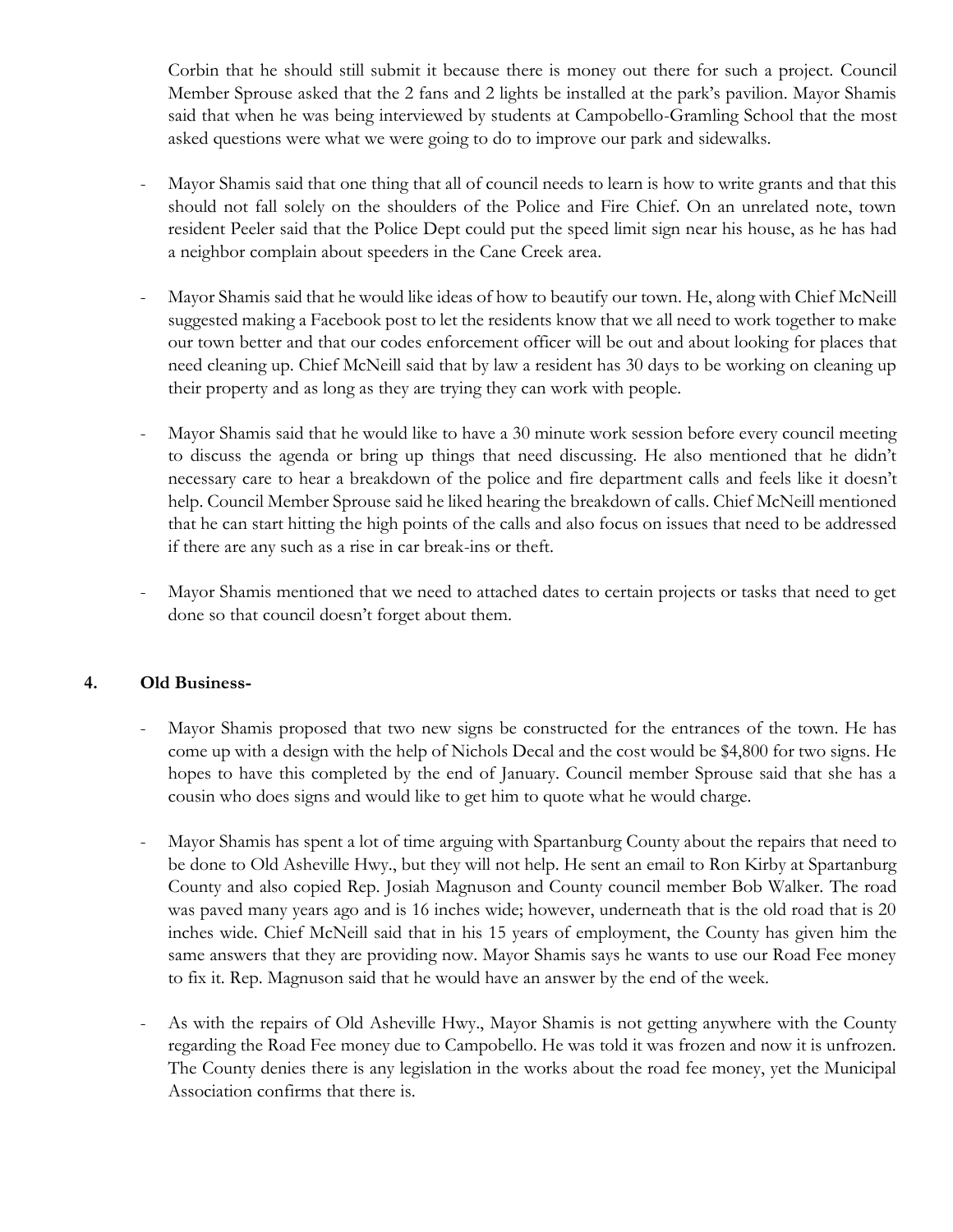Corbin that he should still submit it because there is money out there for such a project. Council Member Sprouse asked that the 2 fans and 2 lights be installed at the park's pavilion. Mayor Shamis said that when he was being interviewed by students at Campobello-Gramling School that the most asked questions were what we were going to do to improve our park and sidewalks.

- Mayor Shamis said that one thing that all of council needs to learn is how to write grants and that this should not fall solely on the shoulders of the Police and Fire Chief. On an unrelated note, town resident Peeler said that the Police Dept could put the speed limit sign near his house, as he has had a neighbor complain about speeders in the Cane Creek area.

- Mayor Shamis said that he would like ideas of how to beautify our town. He, along with Chief McNeill suggested making a Facebook post to let the residents know that we all need to work together to make our town better and that our codes enforcement officer will be out and about looking for places that need cleaning up. Chief McNeill said that by law a resident has 30 days to be working on cleaning up their property and as long as they are trying they can work with people.

- Mayor Shamis said that he would like to have a 30 minute work session before every council meeting to discuss the agenda or bring up things that need discussing. He also mentioned that he didn't necessary care to hear a breakdown of the police and fire department calls and feels like it doesn't help. Council Member Sprouse said he liked hearing the breakdown of calls. Chief McNeill mentioned that he can start hitting the high points of the calls and also focus on issues that need to be addressed if there are any such as a rise in car break-ins or theft.

- Mayor Shamis mentioned that we need to attached dates to certain projects or tasks that need to get done so that council doesn't forget about them.

## 4. Old Business-

- Mayor Shamis proposed that two new signs be constructed for the entrances of the town. He has come up with a design with the help of Nichols Decal and the cost would be $4,800 for two signs. He hopes to have this completed by the end of January. Council member Sprouse said that she has a cousin who does signs and would like to get him to quote what he would charge.

- Mayor Shamis has spent a lot of time arguing with Spartanburg County about the repairs that need to be done to Old Asheville Hwy., but they will not help. He sent an email to Ron Kirby at Spartanburg County and also copied Rep. Josiah Magnuson and County council member Bob Walker. The road was paved many years ago and is 16 inches wide; however, underneath that is the old road that is 20 inches wide. Chief McNeill said that in his 15 years of employment, the County has given him the same answers that they are providing now. Mayor Shamis says he wants to use our Road Fee money to fix it. Rep. Magnuson said that he would have an answer by the end of the week.

- As with the repairs of Old Asheville Hwy., Mayor Shamis is not getting anywhere with the County regarding the Road Fee money due to Campobello. He was told it was frozen and now it is unfrozen. The County denies there is any legislation in the works about the road fee money, yet the Municipal Association confirms that there is.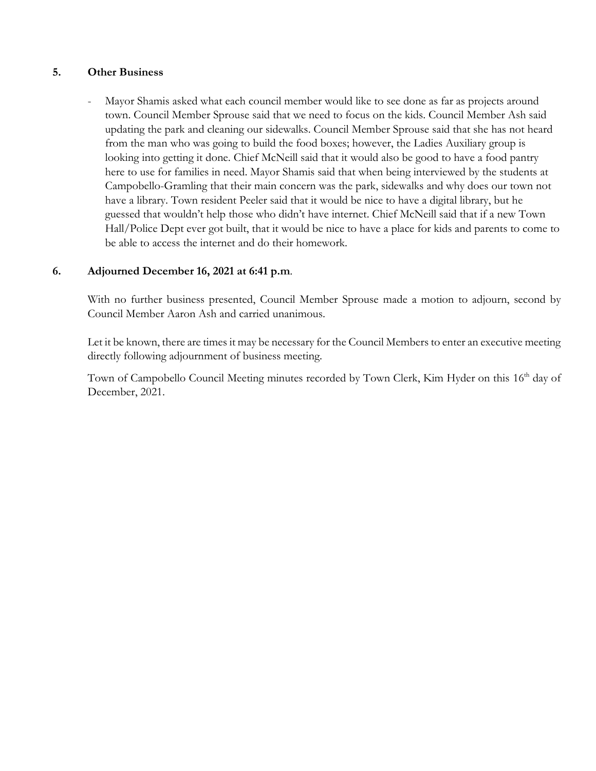## 5. Other Business

- Mayor Shamis asked what each council member would like to see done as far as projects around town. Council Member Sprouse said that we need to focus on the kids. Council Member Ash said updating the park and cleaning our sidewalks. Council Member Sprouse said that she has not heard from the man who was going to build the food boxes; however, the Ladies Auxiliary group is looking into getting it done. Chief McNeill said that it would also be good to have a food pantry here to use for families in need. Mayor Shamis said that when being interviewed by the students at Campobello-Gramling that their main concern was the park, sidewalks and why does our town not have a library. Town resident Peeler said that it would be nice to have a digital library, but he guessed that wouldn't help those who didn't have internet. Chief McNeill said that if a new Town Hall/Police Dept ever got built, that it would be nice to have a place for kids and parents to come to be able to access the internet and do their homework.

## 6. Adjourned December 16, 2021 at 6:41 p.m.

With no further business presented, Council Member Sprouse made a motion to adjourn, second by Council Member Aaron Ash and carried unanimous.

Let it be known, there are times it may be necessary for the Council Members to enter an executive meeting directly following adjournment of business meeting.

Town of Campobello Council Meeting minutes recorded by Town Clerk, Kim Hyder on this 16th day of December, 2021.